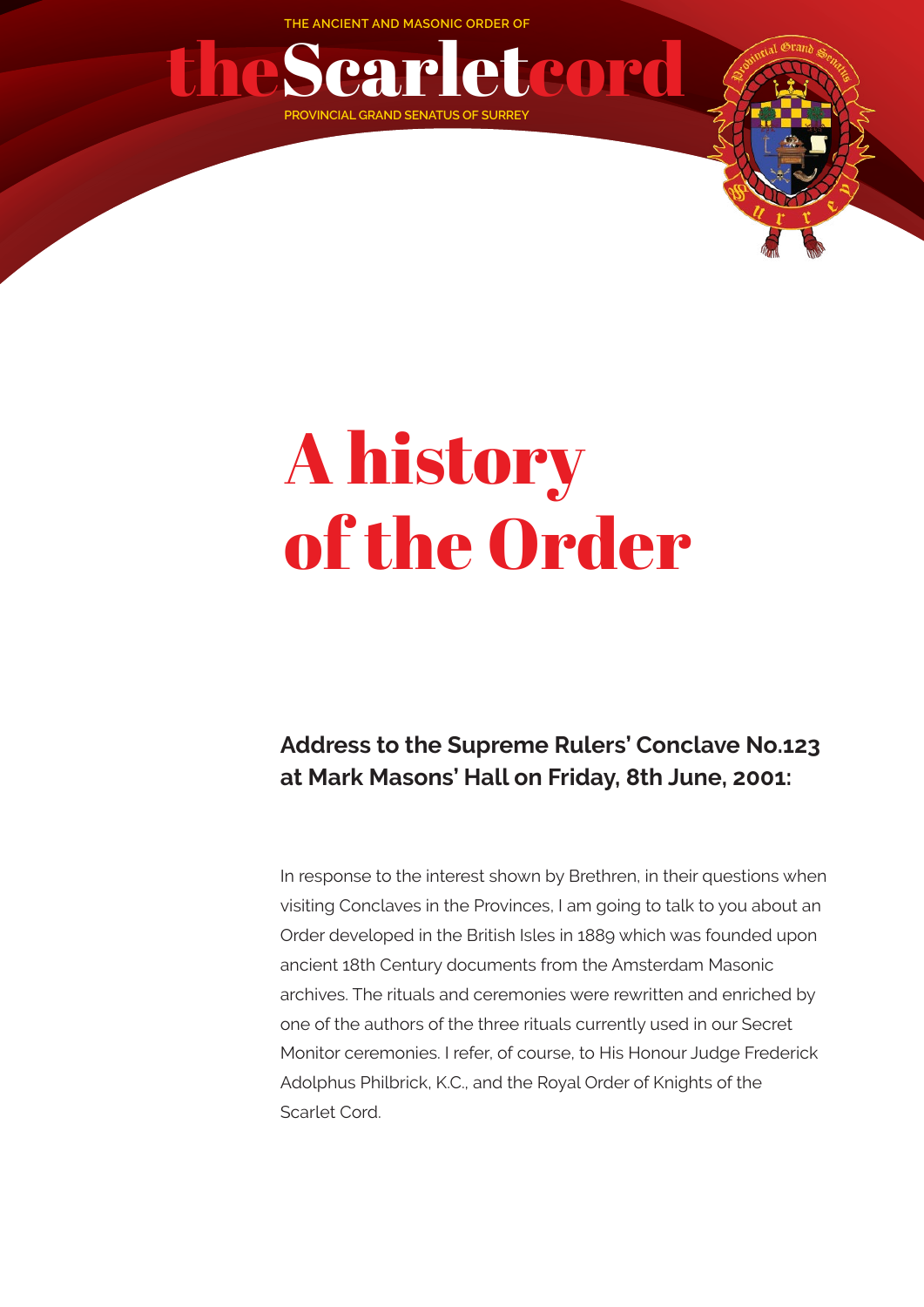THE ANCIENT AND MASONIC ORDER OF

# theScarletcord

PROVINCIAL GRAND SENATUS OF SURREY

# A history of the Order

## Address to the Supreme Rulers' Conclave No.123 at Mark Masons' Hall on Friday, 8th June, 2001:

In response to the interest shown by Brethren, in their questions when visiting Conclaves in the Provinces, I am going to talk to you about an Order developed in the British Isles in 1889 which was founded upon ancient 18th Century documents from the Amsterdam Masonic archives. The rituals and ceremonies were rewritten and enriched by one of the authors of the three rituals currently used in our Secret Monitor ceremonies. I refer, of course, to His Honour Judge Frederick Adolphus Philbrick, K.C., and the Royal Order of Knights of the Scarlet Cord.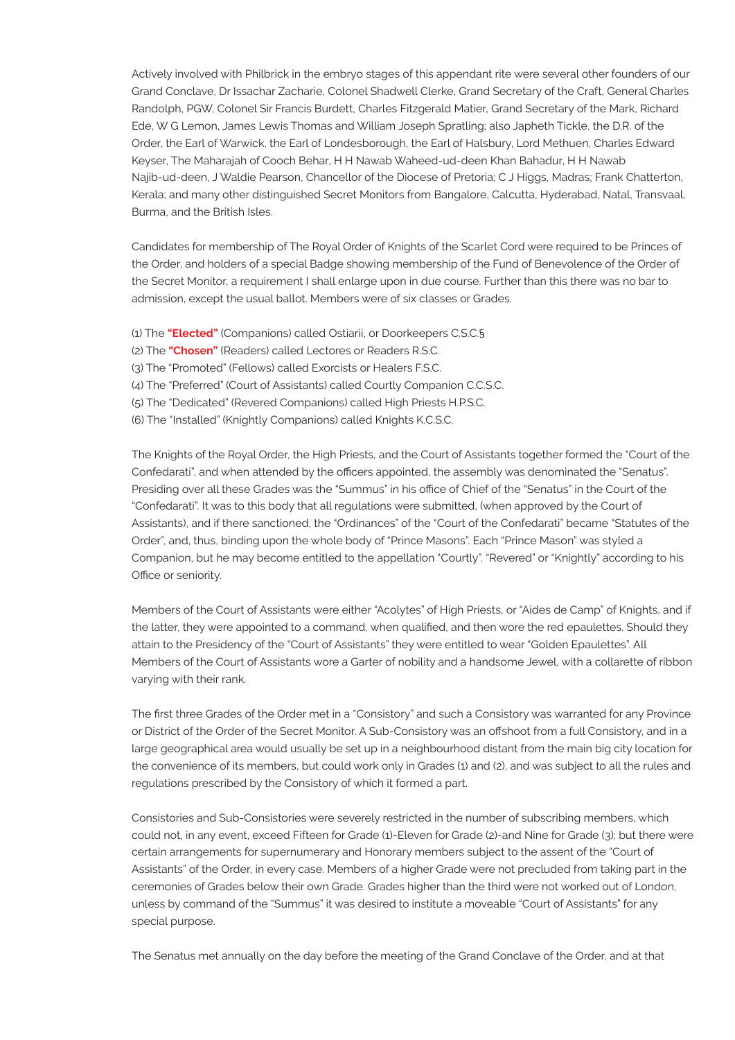Actively involved with Philbrick in the embryo stages of this appendant rite were several other founders of our Grand Conclave, Dr Issachar Zacharie, Colonel Shadwell Clerke, Grand Secretary of the Craft, General Charles Randolph, PGW, Colonel Sir Francis Burdett, Charles Fitzgerald Matier, Grand Secretary of the Mark, Richard Ede, W G Lemon, James Lewis Thomas and William Joseph Spratling; also Japheth Tickle, the D.R. of the Order, the Earl of Warwick, the Earl of Londesborough, the Earl of Halsbury, Lord Methuen, Charles Edward Keyser, The Maharajah of Cooch Behar, H H Nawab Waheed-ud-deen Khan Bahadur, H H Nawab Najib-ud-deen, J Waldie Pearson, Chancellor of the Diocese of Pretoria; C J Higgs, Madras; Frank Chatterton, Kerala; and many other distinguished Secret Monitors from Bangalore, Calcutta, Hyderabad, Natal, Transvaal, Burma, and the British Isles.

Candidates for membership of The Royal Order of Knights of the Scarlet Cord were required to be Princes of the Order, and holders of a special Badge showing membership of the Fund of Benevolence of the Order of the Secret Monitor, a requirement I shall enlarge upon in due course. Further than this there was no bar to admission, except the usual ballot. Members were of six classes or Grades.

(1) The **"Elected"** (Companions) called Ostiarii, or Doorkeepers C.S.C.§
(2) The **"Chosen"** (Readers) called Lectores or Readers R.S.C.
(3) The "Promoted" (Fellows) called Exorcists or Healers F.S.C.
(4) The "Preferred" (Court of Assistants) called Courtly Companion C.C.S.C.
(5) The "Dedicated" (Revered Companions) called High Priests H.P.S.C.
(6) The "Installed" (Knightly Companions) called Knights K.C.S.C.

The Knights of the Royal Order, the High Priests, and the Court of Assistants together formed the "Court of the Confedarati", and when attended by the officers appointed, the assembly was denominated the "Senatus". Presiding over all these Grades was the "Summus" in his office of Chief of the "Senatus" in the Court of the "Confedarati". It was to this body that all regulations were submitted, (when approved by the Court of Assistants), and if there sanctioned, the "Ordinances" of the "Court of the Confedarati" became "Statutes of the Order", and, thus, binding upon the whole body of "Prince Masons". Each "Prince Mason" was styled a Companion, but he may become entitled to the appellation "Courtly". "Revered" or "Knightly" according to his Office or seniority.

Members of the Court of Assistants were either "Acolytes" of High Priests, or "Aides de Camp" of Knights, and if the latter, they were appointed to a command, when qualified, and then wore the red epaulettes. Should they attain to the Presidency of the "Court of Assistants" they were entitled to wear "Golden Epaulettes". All Members of the Court of Assistants wore a Garter of nobility and a handsome Jewel, with a collarette of ribbon varying with their rank.

The first three Grades of the Order met in a "Consistory" and such a Consistory was warranted for any Province or District of the Order of the Secret Monitor. A Sub-Consistory was an offshoot from a full Consistory, and in a large geographical area would usually be set up in a neighbourhood distant from the main big city location for the convenience of its members, but could work only in Grades (1) and (2), and was subject to all the rules and regulations prescribed by the Consistory of which it formed a part.

Consistories and Sub-Consistories were severely restricted in the number of subscribing members, which could not, in any event, exceed Fifteen for Grade (1)-Eleven for Grade (2)-and Nine for Grade (3); but there were certain arrangements for supernumerary and Honorary members subject to the assent of the "Court of Assistants" of the Order, in every case. Members of a higher Grade were not precluded from taking part in the ceremonies of Grades below their own Grade. Grades higher than the third were not worked out of London, unless by command of the "Summus" it was desired to institute a moveable "Court of Assistants" for any special purpose.

The Senatus met annually on the day before the meeting of the Grand Conclave of the Order, and at that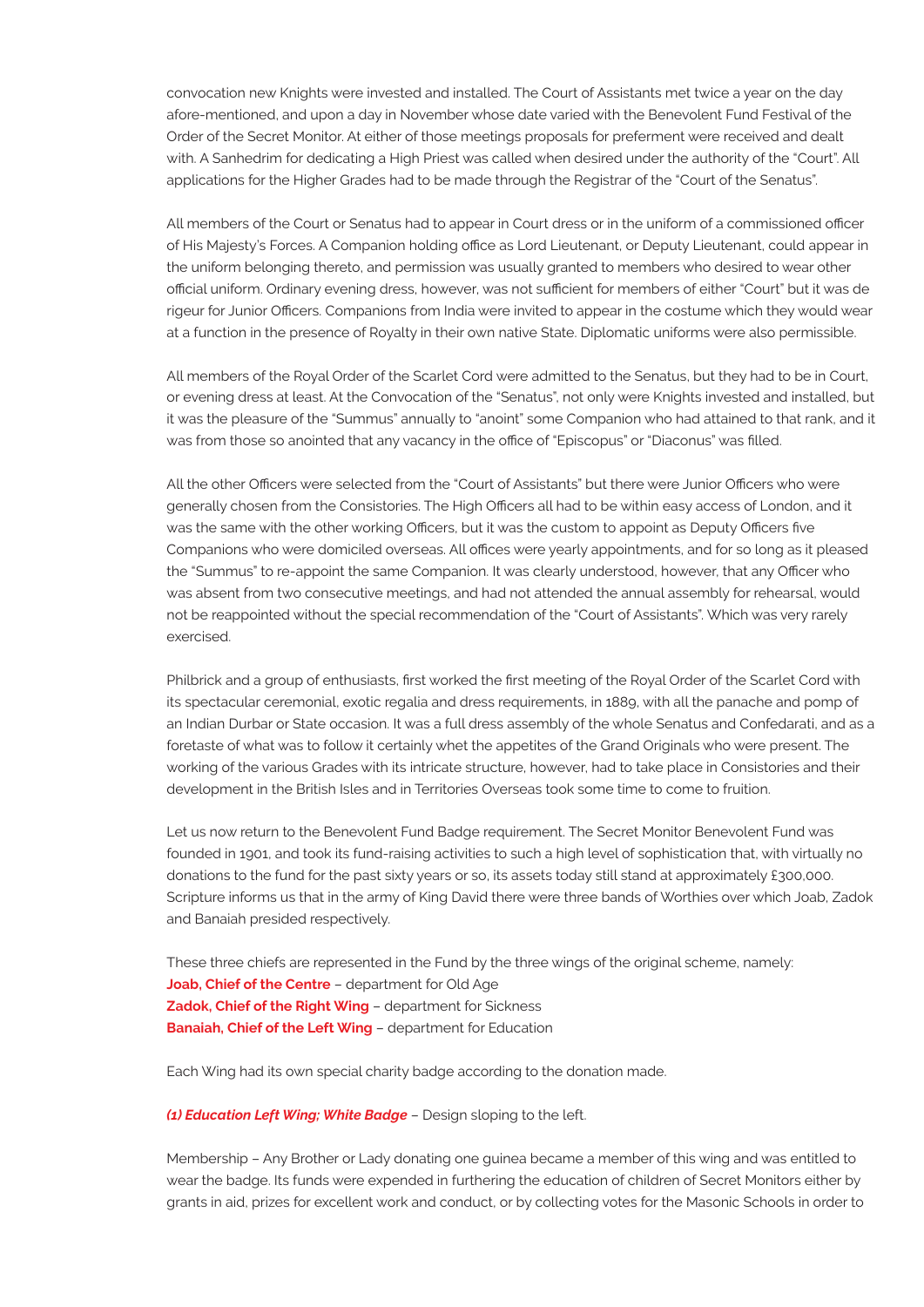convocation new Knights were invested and installed. The Court of Assistants met twice a year on the day afore-mentioned, and upon a day in November whose date varied with the Benevolent Fund Festival of the Order of the Secret Monitor. At either of those meetings proposals for preferment were received and dealt with. A Sanhedrim for dedicating a High Priest was called when desired under the authority of the "Court". All applications for the Higher Grades had to be made through the Registrar of the "Court of the Senatus".

All members of the Court or Senatus had to appear in Court dress or in the uniform of a commissioned officer of His Majesty's Forces. A Companion holding office as Lord Lieutenant, or Deputy Lieutenant, could appear in the uniform belonging thereto, and permission was usually granted to members who desired to wear other official uniform. Ordinary evening dress, however, was not sufficient for members of either "Court" but it was de rigeur for Junior Officers. Companions from India were invited to appear in the costume which they would wear at a function in the presence of Royalty in their own native State. Diplomatic uniforms were also permissible.

All members of the Royal Order of the Scarlet Cord were admitted to the Senatus, but they had to be in Court, or evening dress at least. At the Convocation of the "Senatus", not only were Knights invested and installed, but it was the pleasure of the "Summus" annually to "anoint" some Companion who had attained to that rank, and it was from those so anointed that any vacancy in the office of "Episcopus" or "Diaconus" was filled.

All the other Officers were selected from the "Court of Assistants" but there were Junior Officers who were generally chosen from the Consistories. The High Officers all had to be within easy access of London, and it was the same with the other working Officers, but it was the custom to appoint as Deputy Officers five Companions who were domiciled overseas. All offices were yearly appointments, and for so long as it pleased the "Summus" to re-appoint the same Companion. It was clearly understood, however, that any Officer who was absent from two consecutive meetings, and had not attended the annual assembly for rehearsal, would not be reappointed without the special recommendation of the "Court of Assistants". Which was very rarely exercised.

Philbrick and a group of enthusiasts, first worked the first meeting of the Royal Order of the Scarlet Cord with its spectacular ceremonial, exotic regalia and dress requirements, in 1889, with all the panache and pomp of an Indian Durbar or State occasion. It was a full dress assembly of the whole Senatus and Confedarati, and as a foretaste of what was to follow it certainly whet the appetites of the Grand Originals who were present. The working of the various Grades with its intricate structure, however, had to take place in Consistories and their development in the British Isles and in Territories Overseas took some time to come to fruition.

Let us now return to the Benevolent Fund Badge requirement. The Secret Monitor Benevolent Fund was founded in 1901, and took its fund-raising activities to such a high level of sophistication that, with virtually no donations to the fund for the past sixty years or so, its assets today still stand at approximately £300,000. Scripture informs us that in the army of King David there were three bands of Worthies over which Joab, Zadok and Banaiah presided respectively.

These three chiefs are represented in the Fund by the three wings of the original scheme, namely:
**Joab, Chief of the Centre** – department for Old Age
**Zadok, Chief of the Right Wing** – department for Sickness
**Banaiah, Chief of the Left Wing** – department for Education

Each Wing had its own special charity badge according to the donation made.

***(1) Education Left Wing; White Badge*** – Design sloping to the left.

Membership – Any Brother or Lady donating one guinea became a member of this wing and was entitled to wear the badge. Its funds were expended in furthering the education of children of Secret Monitors either by grants in aid, prizes for excellent work and conduct, or by collecting votes for the Masonic Schools in order to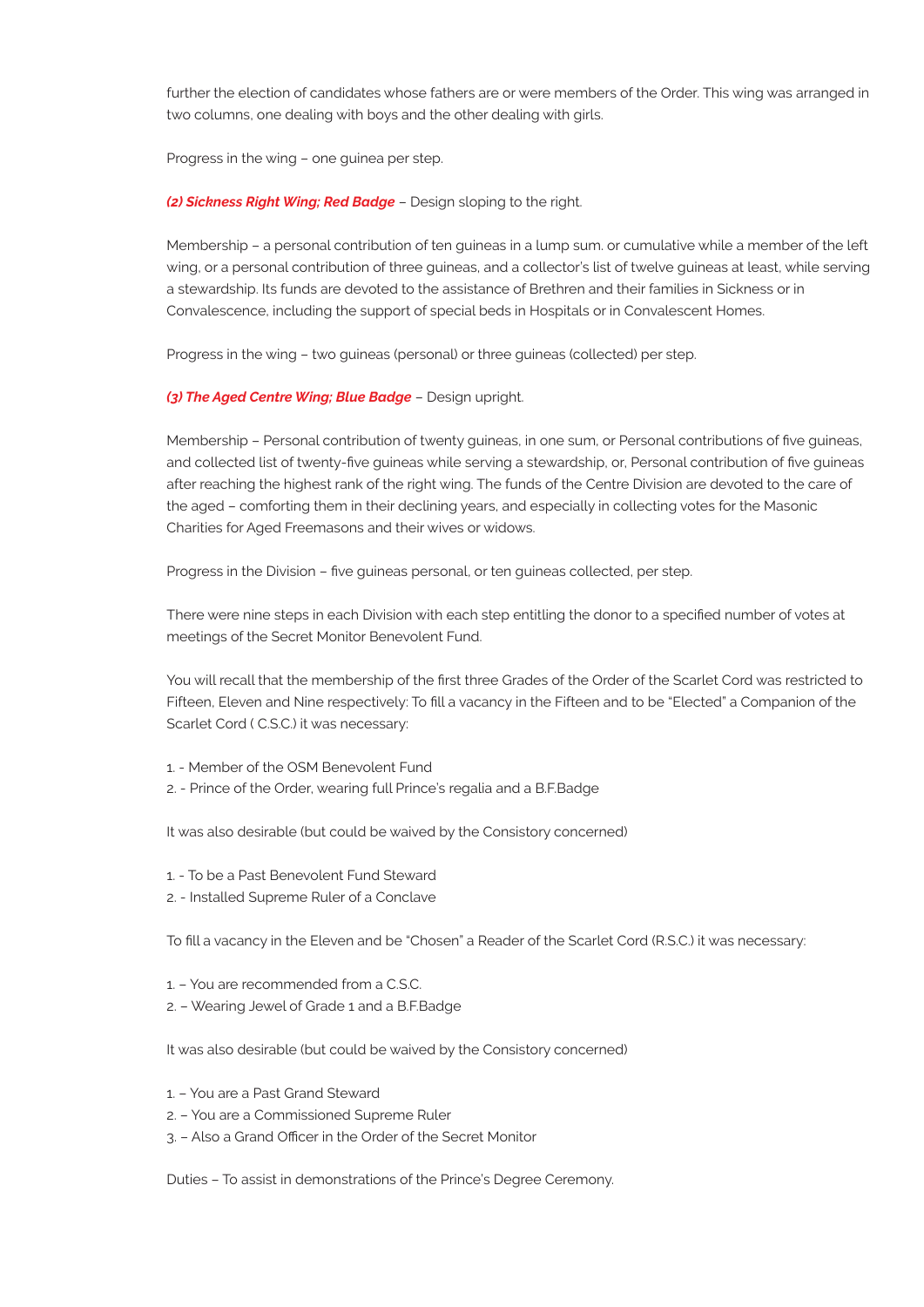further the election of candidates whose fathers are or were members of the Order. This wing was arranged in two columns, one dealing with boys and the other dealing with girls.

Progress in the wing – one guinea per step.

***(2) Sickness Right Wing; Red Badge*** – Design sloping to the right.

Membership – a personal contribution of ten guineas in a lump sum. or cumulative while a member of the left wing, or a personal contribution of three guineas, and a collector's list of twelve guineas at least, while serving a stewardship. Its funds are devoted to the assistance of Brethren and their families in Sickness or in Convalescence, including the support of special beds in Hospitals or in Convalescent Homes.

Progress in the wing – two guineas (personal) or three guineas (collected) per step.

***(3) The Aged Centre Wing; Blue Badge*** – Design upright.

Membership – Personal contribution of twenty guineas, in one sum, or Personal contributions of five guineas, and collected list of twenty-five guineas while serving a stewardship, or, Personal contribution of five guineas after reaching the highest rank of the right wing. The funds of the Centre Division are devoted to the care of the aged – comforting them in their declining years, and especially in collecting votes for the Masonic Charities for Aged Freemasons and their wives or widows.

Progress in the Division – five guineas personal, or ten guineas collected, per step.

There were nine steps in each Division with each step entitling the donor to a specified number of votes at meetings of the Secret Monitor Benevolent Fund.

You will recall that the membership of the first three Grades of the Order of the Scarlet Cord was restricted to Fifteen, Eleven and Nine respectively: To fill a vacancy in the Fifteen and to be "Elected" a Companion of the Scarlet Cord ( C.S.C.) it was necessary:

1. - Member of the OSM Benevolent Fund
2. - Prince of the Order, wearing full Prince's regalia and a B.F.Badge

It was also desirable (but could be waived by the Consistory concerned)

1. - To be a Past Benevolent Fund Steward
2. - Installed Supreme Ruler of a Conclave

To fill a vacancy in the Eleven and be "Chosen" a Reader of the Scarlet Cord (R.S.C.) it was necessary:

1. – You are recommended from a C.S.C.
2. – Wearing Jewel of Grade 1 and a B.F.Badge

It was also desirable (but could be waived by the Consistory concerned)

1. – You are a Past Grand Steward
2. – You are a Commissioned Supreme Ruler
3. – Also a Grand Officer in the Order of the Secret Monitor

Duties – To assist in demonstrations of the Prince's Degree Ceremony.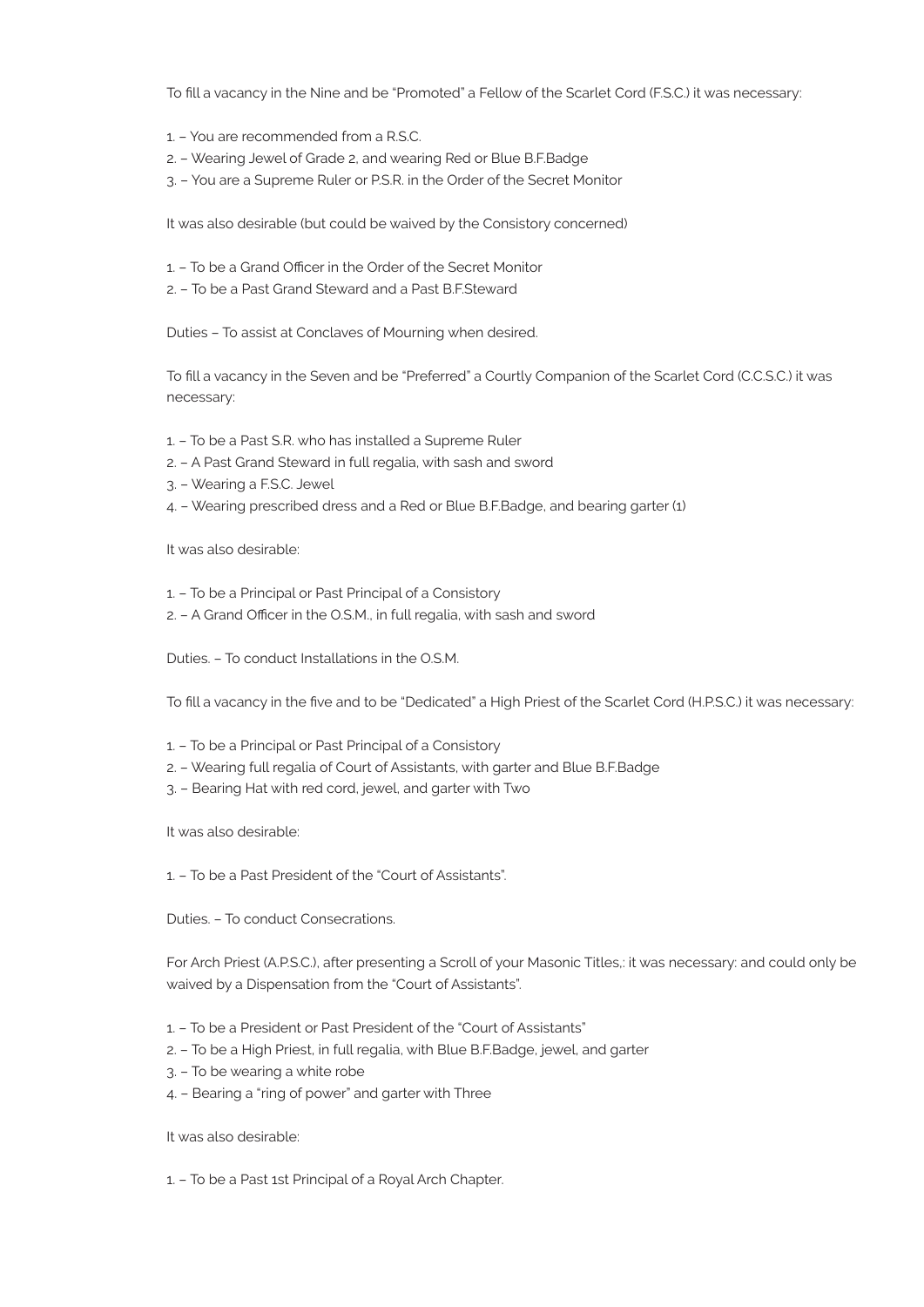To fill a vacancy in the Nine and be "Promoted" a Fellow of the Scarlet Cord (F.S.C.) it was necessary:

1. – You are recommended from a R.S.C.
2. – Wearing Jewel of Grade 2, and wearing Red or Blue B.F.Badge
3. – You are a Supreme Ruler or P.S.R. in the Order of the Secret Monitor

It was also desirable (but could be waived by the Consistory concerned)

1. – To be a Grand Officer in the Order of the Secret Monitor
2. – To be a Past Grand Steward and a Past B.F.Steward

Duties – To assist at Conclaves of Mourning when desired.

To fill a vacancy in the Seven and be "Preferred" a Courtly Companion of the Scarlet Cord (C.C.S.C.) it was necessary:

1. – To be a Past S.R. who has installed a Supreme Ruler
2. – A Past Grand Steward in full regalia, with sash and sword
3. – Wearing a F.S.C. Jewel
4. – Wearing prescribed dress and a Red or Blue B.F.Badge, and bearing garter (1)

It was also desirable:

1. – To be a Principal or Past Principal of a Consistory
2. – A Grand Officer in the O.S.M., in full regalia, with sash and sword

Duties. – To conduct Installations in the O.S.M.

To fill a vacancy in the five and to be "Dedicated" a High Priest of the Scarlet Cord (H.P.S.C.) it was necessary:

1. – To be a Principal or Past Principal of a Consistory
2. – Wearing full regalia of Court of Assistants, with garter and Blue B.F.Badge
3. – Bearing Hat with red cord, jewel, and garter with Two

It was also desirable:

1. – To be a Past President of the "Court of Assistants".

Duties. – To conduct Consecrations.

For Arch Priest (A.P.S.C.), after presenting a Scroll of your Masonic Titles,: it was necessary: and could only be waived by a Dispensation from the "Court of Assistants".

1. – To be a President or Past President of the "Court of Assistants"
2. – To be a High Priest, in full regalia, with Blue B.F.Badge, jewel, and garter
3. – To be wearing a white robe
4. – Bearing a "ring of power" and garter with Three

It was also desirable:

1. – To be a Past 1st Principal of a Royal Arch Chapter.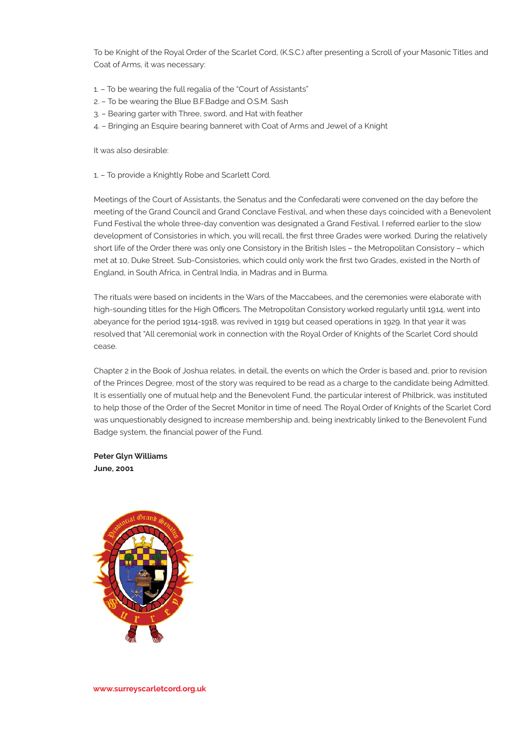To be Knight of the Royal Order of the Scarlet Cord, (K.S.C.) after presenting a Scroll of your Masonic Titles and Coat of Arms, it was necessary:

1. – To be wearing the full regalia of the "Court of Assistants"
2. – To be wearing the Blue B.F.Badge and O.S.M. Sash
3. – Bearing garter with Three, sword, and Hat with feather
4. – Bringing an Esquire bearing banneret with Coat of Arms and Jewel of a Knight

It was also desirable:

1. – To provide a Knightly Robe and Scarlett Cord.

Meetings of the Court of Assistants, the Senatus and the Confedarati were convened on the day before the meeting of the Grand Council and Grand Conclave Festival, and when these days coincided with a Benevolent Fund Festival the whole three-day convention was designated a Grand Festival. I referred earlier to the slow development of Consistories in which, you will recall, the first three Grades were worked. During the relatively short life of the Order there was only one Consistory in the British Isles – the Metropolitan Consistory – which met at 10, Duke Street. Sub-Consistories, which could only work the first two Grades, existed in the North of England, in South Africa, in Central India, in Madras and in Burma.

The rituals were based on incidents in the Wars of the Maccabees, and the ceremonies were elaborate with high-sounding titles for the High Officers. The Metropolitan Consistory worked regularly until 1914, went into abeyance for the period 1914-1918, was revived in 1919 but ceased operations in 1929. In that year it was resolved that "All ceremonial work in connection with the Royal Order of Knights of the Scarlet Cord should cease.

Chapter 2 in the Book of Joshua relates, in detail, the events on which the Order is based and, prior to revision of the Princes Degree, most of the story was required to be read as a charge to the candidate being Admitted. It is essentially one of mutual help and the Benevolent Fund, the particular interest of Philbrick, was instituted to help those of the Order of the Secret Monitor in time of need. The Royal Order of Knights of the Scarlet Cord was unquestionably designed to increase membership and, being inextricably linked to the Benevolent Fund Badge system, the financial power of the Fund.

**Peter Glyn Williams**
**June, 2001**

www.surreyscarletcord.org.uk